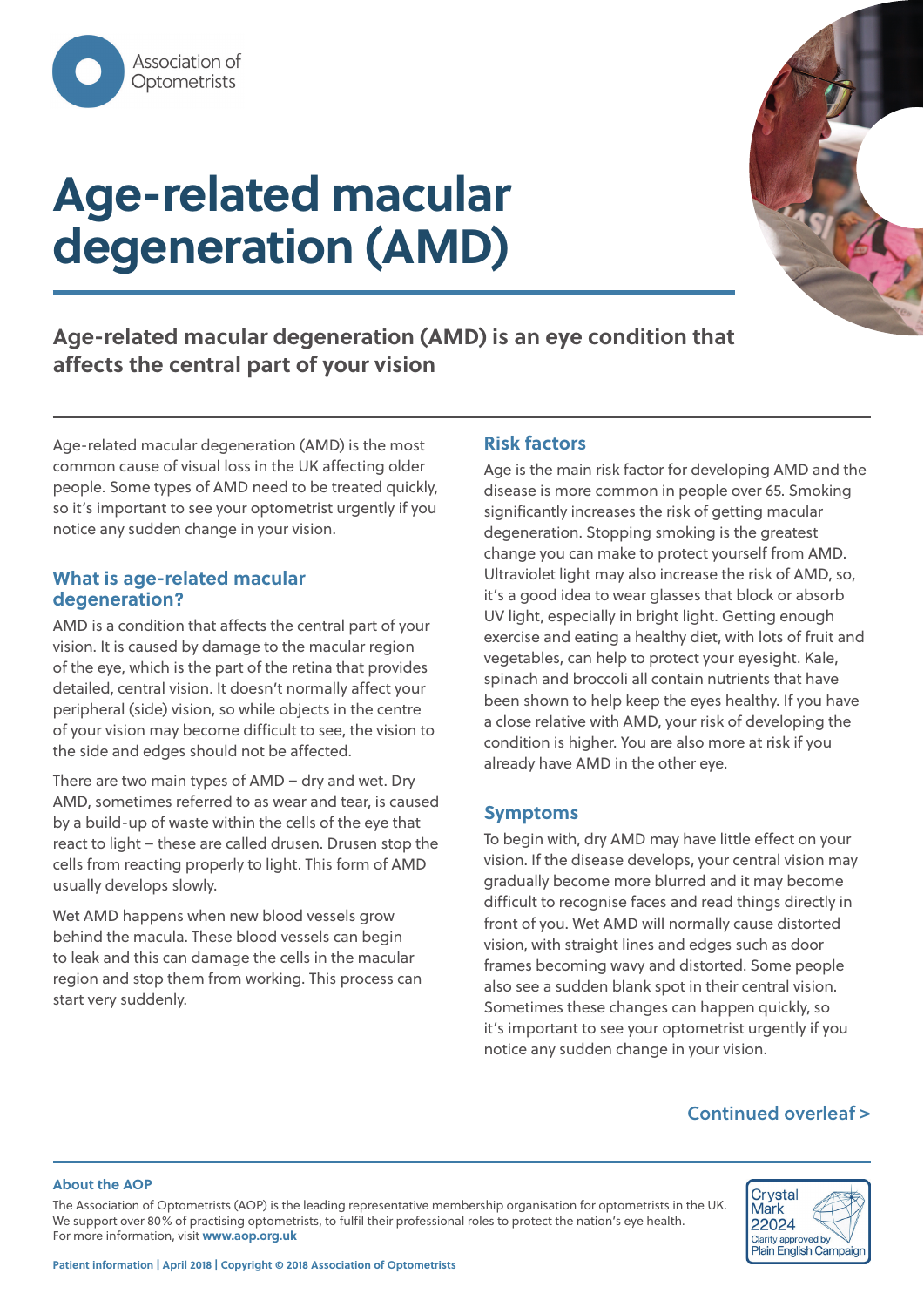Association of Optometrists

# Age-related macular degeneration (AMD)

**Age-related macular degeneration (AMD) is an eye condition that affects the central part of your vision**

Age-related macular degeneration (AMD) is the most common cause of visual loss in the UK affecting older people. Some types of AMD need to be treated quickly, so it's important to see your optometrist urgently if you notice any sudden change in your vision.

## What is age-related macular degeneration?

AMD is a condition that affects the central part of your vision. It is caused by damage to the macular region of the eye, which is the part of the retina that provides detailed, central vision. It doesn't normally affect your peripheral (side) vision, so while objects in the centre of your vision may become difficult to see, the vision to the side and edges should not be affected.

There are two main types of AMD – dry and wet. Dry AMD, sometimes referred to as wear and tear, is caused by a build-up of waste within the cells of the eye that react to light – these are called drusen. Drusen stop the cells from reacting properly to light. This form of AMD usually develops slowly.

Wet AMD happens when new blood vessels grow behind the macula. These blood vessels can begin to leak and this can damage the cells in the macular region and stop them from working. This process can start very suddenly.

## Risk factors

Age is the main risk factor for developing AMD and the disease is more common in people over 65. Smoking significantly increases the risk of getting macular degeneration. Stopping smoking is the greatest change you can make to protect yourself from AMD. Ultraviolet light may also increase the risk of AMD, so, it's a good idea to wear glasses that block or absorb UV light, especially in bright light. Getting enough exercise and eating a healthy diet, with lots of fruit and vegetables, can help to protect your eyesight. Kale, spinach and broccoli all contain nutrients that have been shown to help keep the eyes healthy. If you have a close relative with AMD, your risk of developing the condition is higher. You are also more at risk if you already have AMD in the other eye.

## Symptoms

To begin with, dry AMD may have little effect on your vision. If the disease develops, your central vision may gradually become more blurred and it may become difficult to recognise faces and read things directly in front of you. Wet AMD will normally cause distorted vision, with straight lines and edges such as door frames becoming wavy and distorted. Some people also see a sudden blank spot in their central vision. Sometimes these changes can happen quickly, so it's important to see your optometrist urgently if you notice any sudden change in your vision.

Continued overleaf >

**About the AOP**

The Association of Optometrists (AOP) is the leading representative membership organisation for optometrists in the UK. We support over 80% of practising optometrists, to fulfil their professional roles to protect the nation's eye health. For more information, visit **www.aop.org.uk**

Crystal Mark 22024 Clarity approved by Plain English Campaign

**Patient information | April 2018 | Copyright © 2018 Association of Optometrists**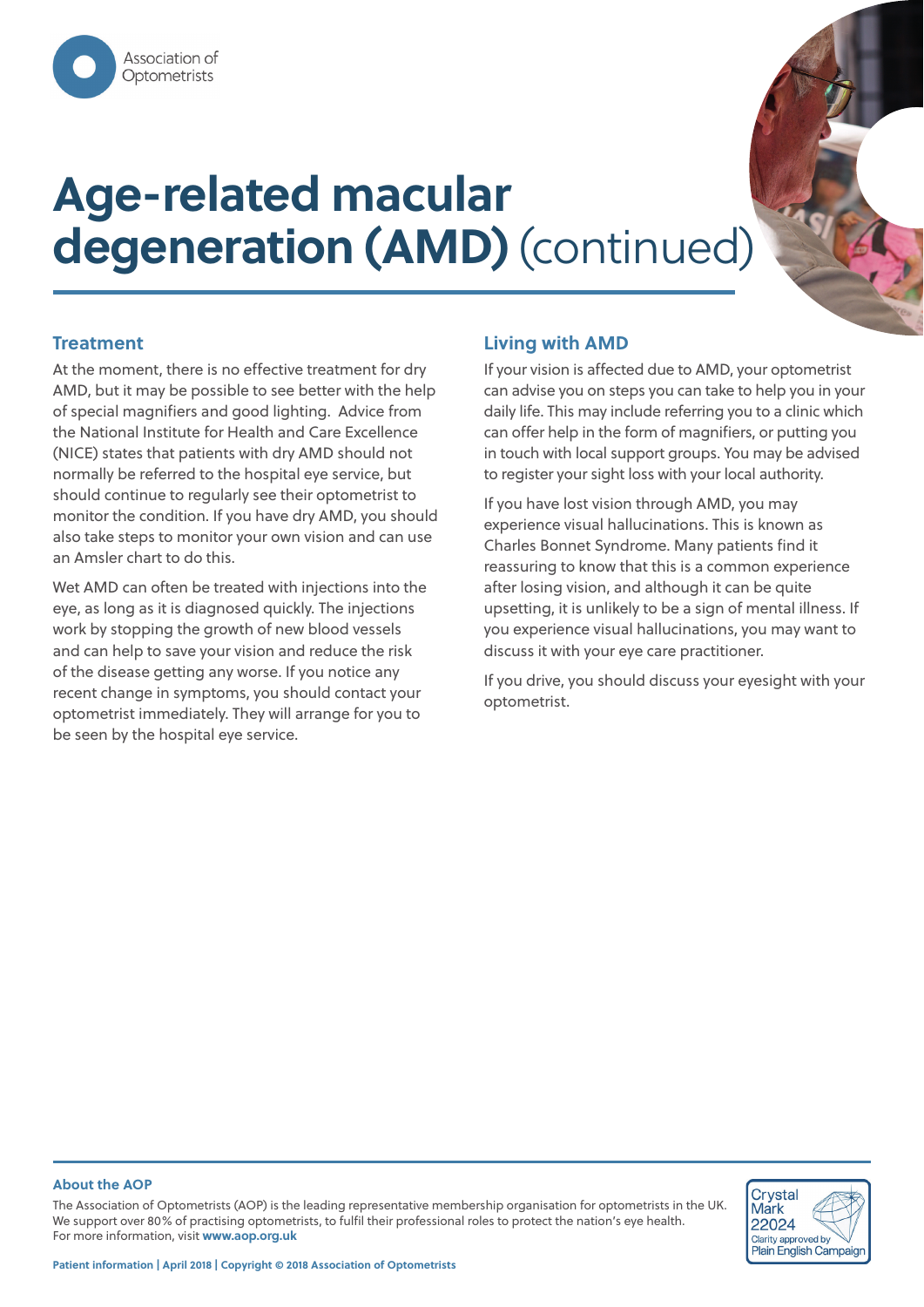# Age-related macular degeneration (AMD) (continued)

## Treatment

At the moment, there is no effective treatment for dry AMD, but it may be possible to see better with the help of special magnifiers and good lighting. Advice from the National Institute for Health and Care Excellence (NICE) states that patients with dry AMD should not normally be referred to the hospital eye service, but should continue to regularly see their optometrist to monitor the condition. If you have dry AMD, you should also take steps to monitor your own vision and can use an Amsler chart to do this.

Wet AMD can often be treated with injections into the eye, as long as it is diagnosed quickly. The injections work by stopping the growth of new blood vessels and can help to save your vision and reduce the risk of the disease getting any worse. If you notice any recent change in symptoms, you should contact your optometrist immediately. They will arrange for you to be seen by the hospital eye service.

## Living with AMD

If your vision is affected due to AMD, your optometrist can advise you on steps you can take to help you in your daily life. This may include referring you to a clinic which can offer help in the form of magnifiers, or putting you in touch with local support groups. You may be advised to register your sight loss with your local authority.

If you have lost vision through AMD, you may experience visual hallucinations. This is known as Charles Bonnet Syndrome. Many patients find it reassuring to know that this is a common experience after losing vision, and although it can be quite upsetting, it is unlikely to be a sign of mental illness. If you experience visual hallucinations, you may want to discuss it with your eye care practitioner.

If you drive, you should discuss your eyesight with your optometrist.

### About the AOP

The Association of Optometrists (AOP) is the leading representative membership organisation for optometrists in the UK. We support over 80% of practising optometrists, to fulfil their professional roles to protect the nation's eye health. For more information, visit **www.aop.org.uk**

Crystal Mark 22024 Clarity approved by Plain English Campaign

**Patient information | April 2018 | Copyright © 2018 Association of Optometrists**